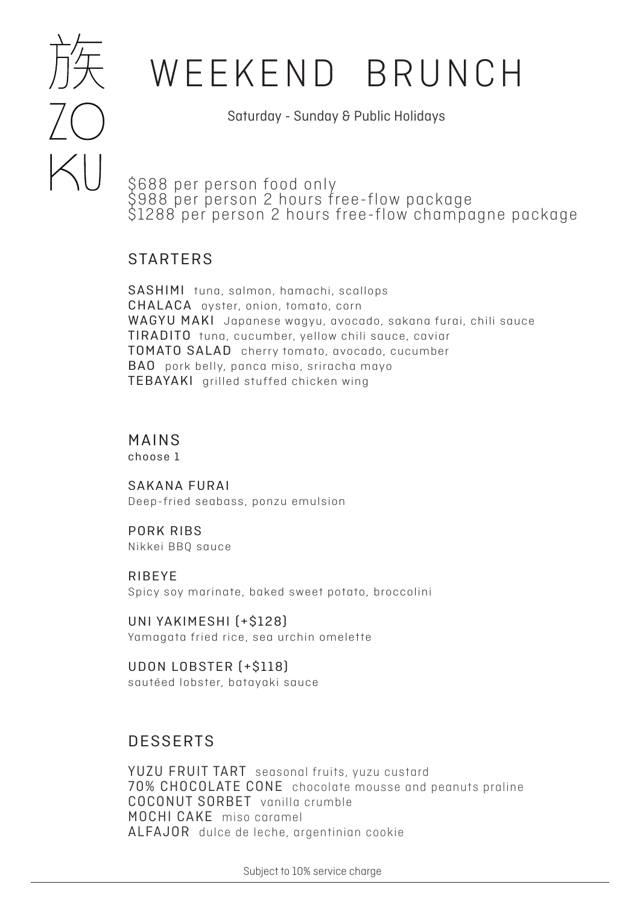族
ZO
KU

# WEEKEND BRUNCH

Saturday - Sunday & Public Holidays

$688 per person food only
$988 per person 2 hours free-flow package
$1288 per person 2 hours free-flow champagne package

## STARTERS

**SASHIMI** tuna, salmon, hamachi, scallops
**CHALACA** oyster, onion, tomato, corn
**WAGYU MAKI** Japanese wagyu, avocado, sakana furai, chili sauce
**TIRADITO** tuna, cucumber, yellow chili sauce, caviar
**TOMATO SALAD** cherry tomato, avocado, cucumber
**BAO** pork belly, panca miso, sriracha mayo
**TEBAYAKI** grilled stuffed chicken wing

## MAINS

choose 1

**SAKANA FURAI**
Deep-fried seabass, ponzu emulsion

**PORK RIBS**
Nikkei BBQ sauce

**RIBEYE**
Spicy soy marinate, baked sweet potato, broccolini

**UNI YAKIMESHI (+$128)**
Yamagata fried rice, sea urchin omelette

**UDON LOBSTER (+$118)**
sautéed lobster, batayaki sauce

## DESSERTS

**YUZU FRUIT TART** seasonal fruits, yuzu custard
**70% CHOCOLATE CONE** chocolate mousse and peanuts praline
**COCONUT SORBET** vanilla crumble
**MOCHI CAKE** miso caramel
**ALFAJOR** dulce de leche, argentinian cookie

Subject to 10% service charge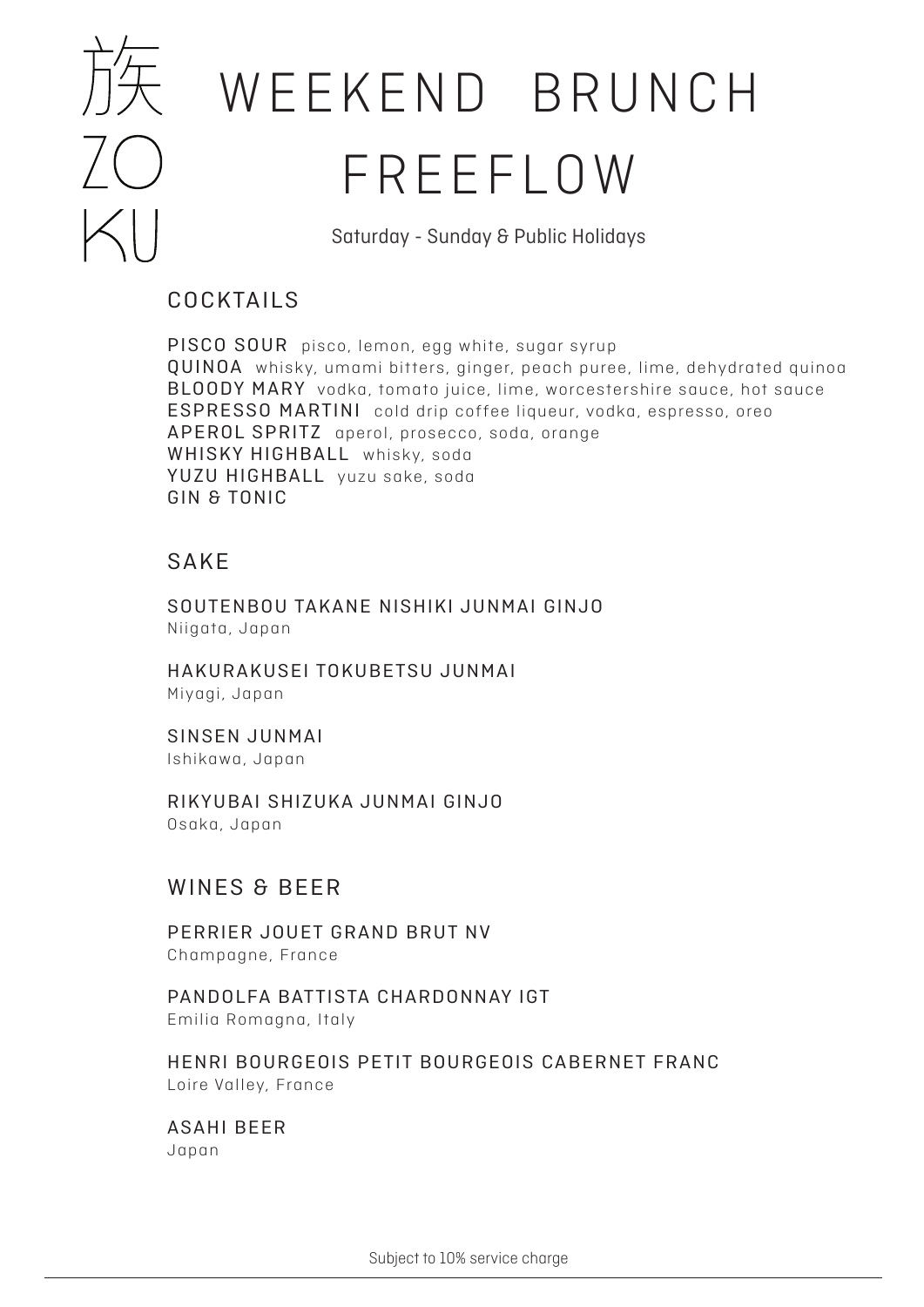族
ZO
KU

# WEEKEND BRUNCH FREEFLOW

Saturday - Sunday & Public Holidays

## COCKTAILS

**PISCO SOUR** pisco, lemon, egg white, sugar syrup
**QUINOA** whisky, umami bitters, ginger, peach puree, lime, dehydrated quinoa
**BLOODY MARY** vodka, tomato juice, lime, worcestershire sauce, hot sauce
**ESPRESSO MARTINI** cold drip coffee liqueur, vodka, espresso, oreo
**APEROL SPRITZ** aperol, prosecco, soda, orange
**WHISKY HIGHBALL** whisky, soda
**YUZU HIGHBALL** yuzu sake, soda
**GIN & TONIC**

## SAKE

SOUTENBOU TAKANE NISHIKI JUNMAI GINJO
Niigata, Japan

HAKURAKUSEI TOKUBETSU JUNMAI
Miyagi, Japan

SINSEN JUNMAI
Ishikawa, Japan

RIKYUBAI SHIZUKA JUNMAI GINJO
Osaka, Japan

## WINES & BEER

PERRIER JOUET GRAND BRUT NV
Champagne, France

PANDOLFA BATTISTA CHARDONNAY IGT
Emilia Romagna, Italy

HENRI BOURGEOIS PETIT BOURGEOIS CABERNET FRANC
Loire Valley, France

ASAHI BEER
Japan

Subject to 10% service charge